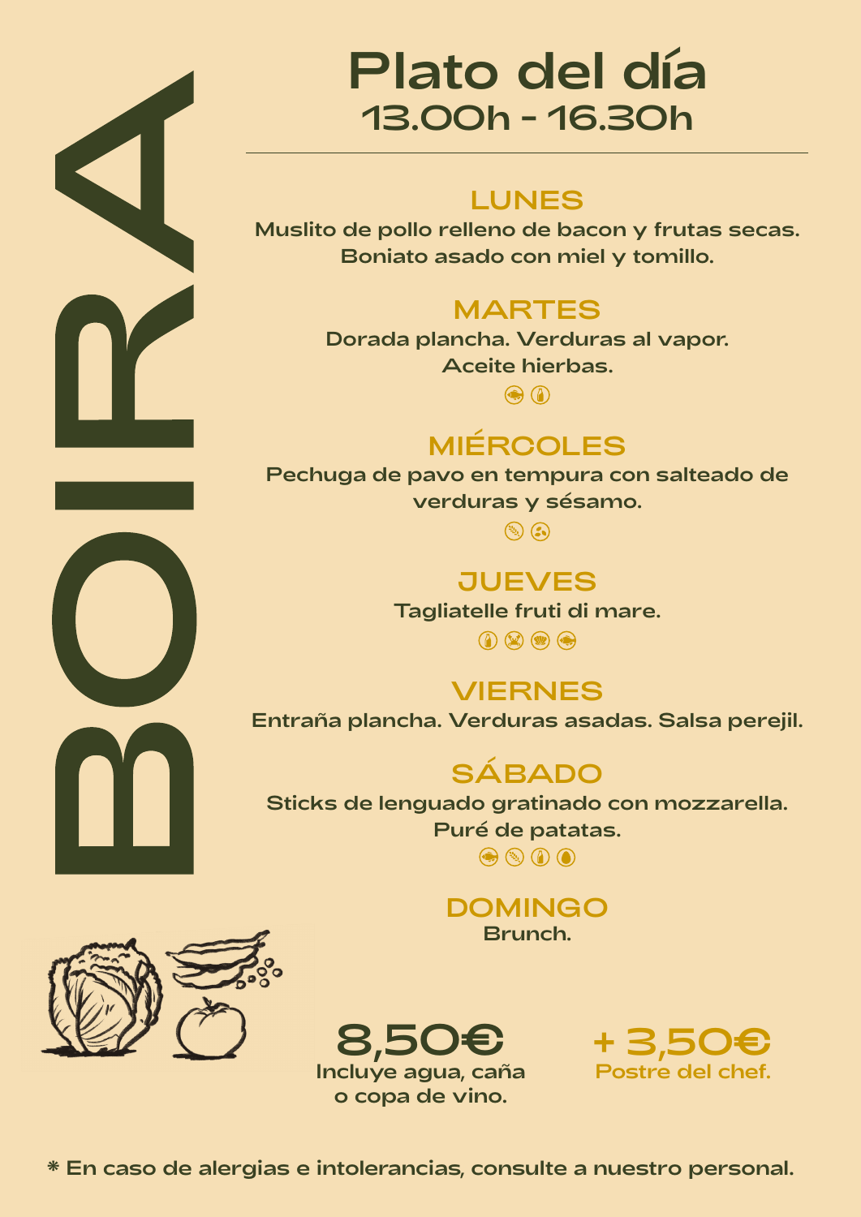# BOIRA

# Plato del día

## 13.00h - 16.30h

### LUNES

Muslito de pollo relleno de bacon y frutas secas.
Boniato asado con miel y tomillo.

### MARTES

Dorada plancha. Verduras al vapor.
Aceite hierbas.

### MIÉRCOLES

Pechuga de pavo en tempura con salteado de verduras y sésamo.

### JUEVES

Tagliatelle fruti di mare.

### VIERNES

Entraña plancha. Verduras asadas. Salsa perejil.

### SÁBADO

Sticks de lenguado gratinado con mozzarella.
Puré de patatas.

### DOMINGO

Brunch.

**8,50€**
Incluye agua, caña o copa de vino.

**+ 3,50€**
Postre del chef.

* En caso de alergias e intolerancias, consulte a nuestro personal.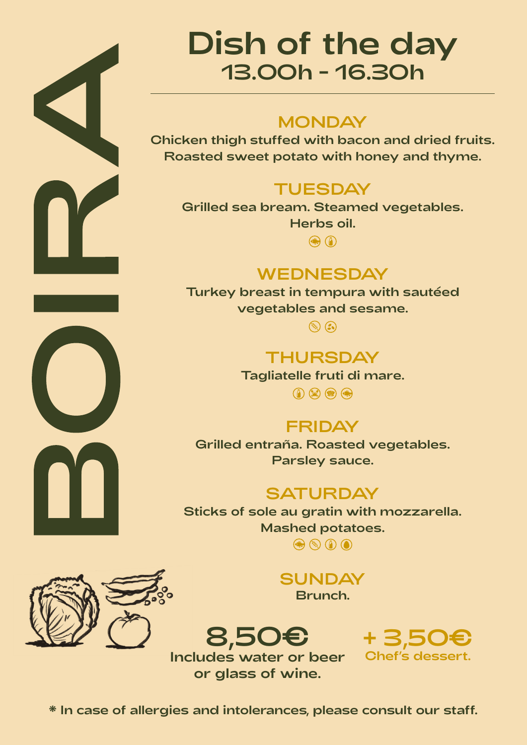# BOIRA

# Dish of the day

## 13.00h - 16.30h

### MONDAY

Chicken thigh stuffed with bacon and dried fruits.
Roasted sweet potato with honey and thyme.

### TUESDAY

Grilled sea bream. Steamed vegetables.
Herbs oil.

### WEDNESDAY

Turkey breast in tempura with sautéed vegetables and sesame.

### THURSDAY

Tagliatelle fruti di mare.

### FRIDAY

Grilled entraña. Roasted vegetables.
Parsley sauce.

### SATURDAY

Sticks of sole au gratin with mozzarella.
Mashed potatoes.

### SUNDAY

Brunch.

**8,50€**
Includes water or beer or glass of wine.

**+ 3,50€**
Chef's dessert.

* In case of allergies and intolerances, please consult our staff.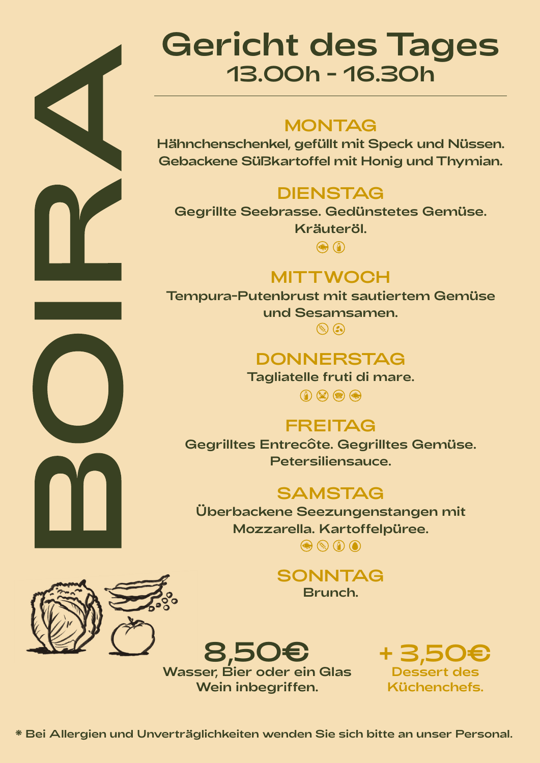BOIRA

# Gericht des Tages

## 13.00h - 16.30h

### MONTAG

Hähnchenschenkel, gefüllt mit Speck und Nüssen. Gebackene Süßkartoffel mit Honig und Thymian.

### DIENSTAG

Gegrillte Seebrasse. Gedünstetes Gemüse. Kräuteröl.

### MITTWOCH

Tempura-Putenbrust mit sautiertem Gemüse und Sesamsamen.

### DONNERSTAG

Tagliatelle fruti di mare.

### FREITAG

Gegrilltes Entrecôte. Gegrilltes Gemüse. Petersiliensauce.

### SAMSTAG

Überbackene Seezungenstangen mit Mozzarella. Kartoffelpüree.

### SONNTAG

Brunch.

**8,50€**
Wasser, Bier oder ein Glas Wein inbegriffen.

**+ 3,50€**
Dessert des Küchenchefs.

* Bei Allergien und Unverträglichkeiten wenden Sie sich bitte an unser Personal.